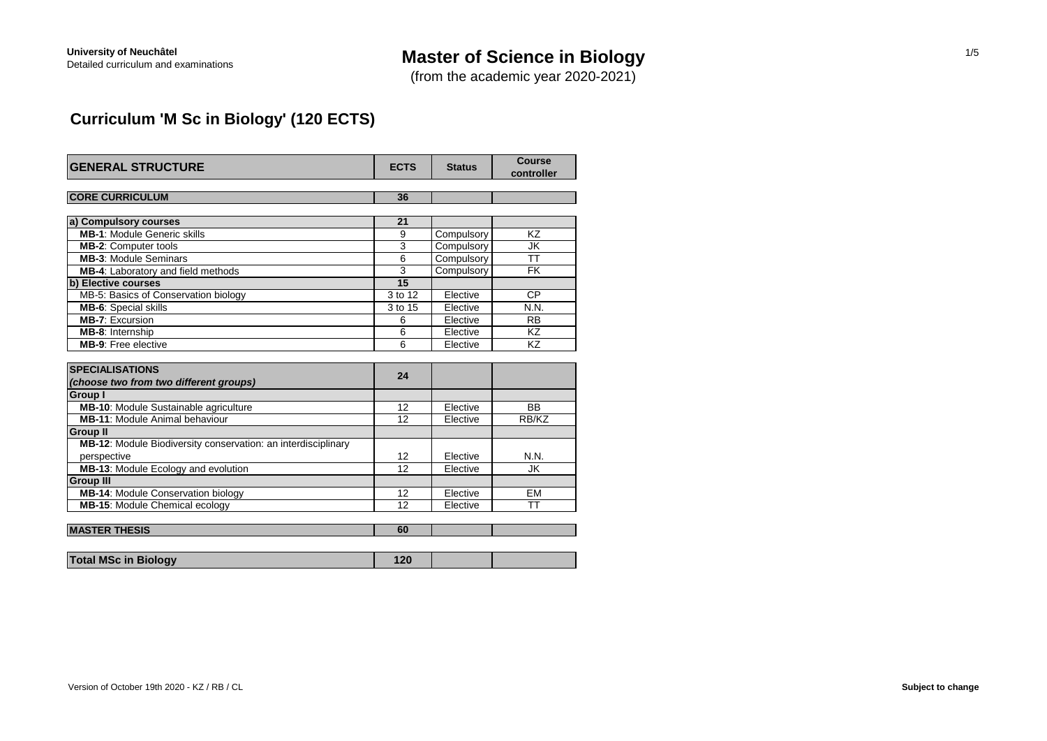**University of Neuchâtel**
Detailed curriculum and examinations

# Master of Science in Biology

(from the academic year 2020-2021)

## Curriculum 'M Sc in Biology' (120 ECTS)

| GENERAL STRUCTURE | ECTS | Status | Course controller |
|---|---|---|---|
| **CORE CURRICULUM** | **36** | | |
| **a) Compulsory courses** | **21** | | |
| **MB-1**: Module Generic skills | 9 | Compulsory | KZ |
| **MB-2**: Computer tools | 3 | Compulsory | JK |
| **MB-3**: Module Seminars | 6 | Compulsory | TT |
| **MB-4**: Laboratory and field methods | 3 | Compulsory | FK |
| **b) Elective courses** | **15** | | |
| MB-5: Basics of Conservation biology | 3 to 12 | Elective | CP |
| **MB-6**: Special skills | 3 to 15 | Elective | N.N. |
| **MB-7**: Excursion | 6 | Elective | RB |
| **MB-8**: Internship | 6 | Elective | KZ |
| **MB-9**: Free elective | 6 | Elective | KZ |
| **SPECIALISATIONS** ***(choose two from two different groups)*** | **24** | | |
| **Group I** | | | |
| **MB-10**: Module Sustainable agriculture | 12 | Elective | BB |
| **MB-11**: Module Animal behaviour | 12 | Elective | RB/KZ |
| **Group II** | | | |
| **MB-12**: Module Biodiversity conservation: an interdisciplinary perspective | 12 | Elective | N.N. |
| **MB-13**: Module Ecology and evolution | 12 | Elective | JK |
| **Group III** | | | |
| **MB-14**: Module Conservation biology | 12 | Elective | EM |
| **MB-15**: Module Chemical ecology | 12 | Elective | TT |
| **MASTER THESIS** | **60** | | |
| **Total MSc in Biology** | **120** | | |

Version of October 19th 2020 - KZ / RB / CL

**Subject to change**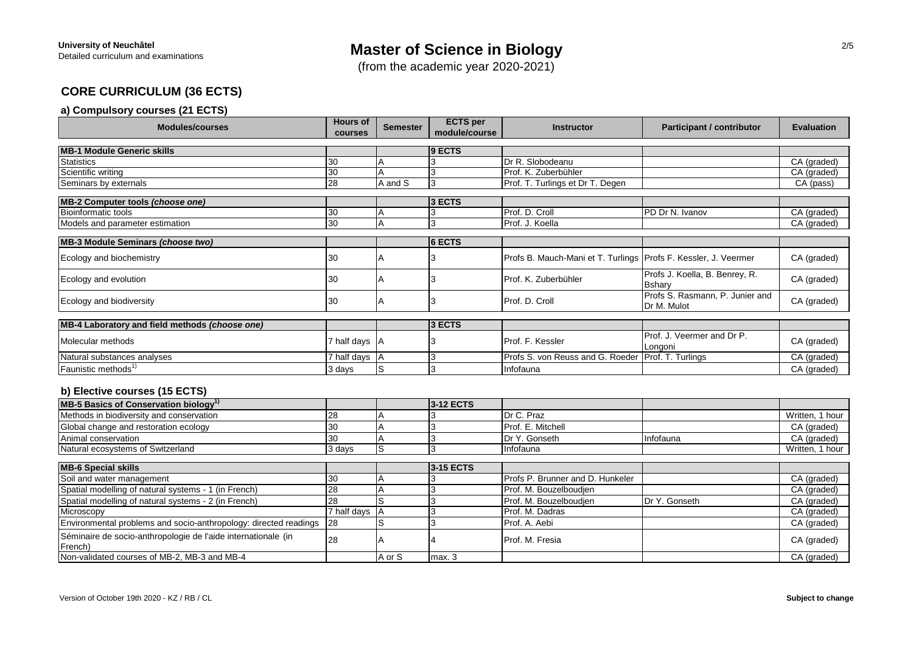University of Neuchâtel
Detailed curriculum and examinations

# Master of Science in Biology

(from the academic year 2020-2021)

## CORE CURRICULUM (36 ECTS)

### a) Compulsory courses (21 ECTS)

| Modules/courses | Hours of courses | Semester | ECTS per module/course | Instructor | Participant / contributor | Evaluation |
|---|---|---|---|---|---|---|
| **MB-1 Module Generic skills** | | | **9 ECTS** | | | |
| Statistics | 30 | A | 3 | Dr R. Slobodeanu | | CA (graded) |
| Scientific writing | 30 | A | 3 | Prof. K. Zuberbühler | | CA (graded) |
| Seminars by externals | 28 | A and S | 3 | Prof. T. Turlings et Dr T. Degen | | CA (pass) |
| **MB-2 Computer tools *(choose one)*** | | | **3 ECTS** | | | |
| Bioinformatic tools | 30 | A | 3 | Prof. D. Croll | PD Dr N. Ivanov | CA (graded) |
| Models and parameter estimation | 30 | A | 3 | Prof. J. Koella | | CA (graded) |
| **MB-3 Module Seminars *(choose two)*** | | | **6 ECTS** | | | |
| Ecology and biochemistry | 30 | A | 3 | Profs B. Mauch-Mani et T. Turlings | Profs F. Kessler, J. Veermer | CA (graded) |
| Ecology and evolution | 30 | A | 3 | Prof. K. Zuberbühler | Profs J. Koella, B. Benrey, R. Bshary | CA (graded) |
| Ecology and biodiversity | 30 | A | 3 | Prof. D. Croll | Profs S. Rasmann, P. Junier and Dr M. Mulot | CA (graded) |
| **MB-4 Laboratory and field methods *(choose one)*** | | | **3 ECTS** | | | |
| Molecular methods | 7 half days | A | 3 | Prof. F. Kessler | Prof. J. Veermer and Dr P. Longoni | CA (graded) |
| Natural substances analyses | 7 half days | A | 3 | Profs S. von Reuss and G. Roeder | Prof. T. Turlings | CA (graded) |
| Faunistic methods[1)] | 3 days | S | 3 | Infofauna | | CA (graded) |

### b) Elective courses (15 ECTS)

| Modules/courses | Hours of courses | Semester | ECTS per module/course | Instructor | Participant / contributor | Evaluation |
|---|---|---|---|---|---|---|
| **MB-5 Basics of Conservation biology[1)]** | | | **3-12 ECTS** | | | |
| Methods in biodiversity and conservation | 28 | A | 3 | Dr C. Praz | | Written, 1 hour |
| Global change and restoration ecology | 30 | A | 3 | Prof. E. Mitchell | | CA (graded) |
| Animal conservation | 30 | A | 3 | Dr Y. Gonseth | Infofauna | CA (graded) |
| Natural ecosystems of Switzerland | 3 days | S | 3 | Infofauna | | Written, 1 hour |
| **MB-6 Special skills** | | | **3-15 ECTS** | | | |
| Soil and water management | 30 | A | 3 | Profs P. Brunner and D. Hunkeler | | CA (graded) |
| Spatial modelling of natural systems - 1 (in French) | 28 | A | 3 | Prof. M. Bouzelboudjen | | CA (graded) |
| Spatial modelling of natural systems - 2 (in French) | 28 | S | 3 | Prof. M. Bouzelboudjen | Dr Y. Gonseth | CA (graded) |
| Microscopy | 7 half days | A | 3 | Prof. M. Dadras | | CA (graded) |
| Environmental problems and socio-anthropology: directed readings | 28 | S | 3 | Prof. A. Aebi | | CA (graded) |
| Séminaire de socio-anthropologie de l'aide internationale (in French) | 28 | A | 4 | Prof. M. Fresia | | CA (graded) |
| Non-validated courses of MB-2, MB-3 and MB-4 | | A or S | max. 3 | | | CA (graded) |

Version of October 19th 2020 - KZ / RB / CL

**Subject to change**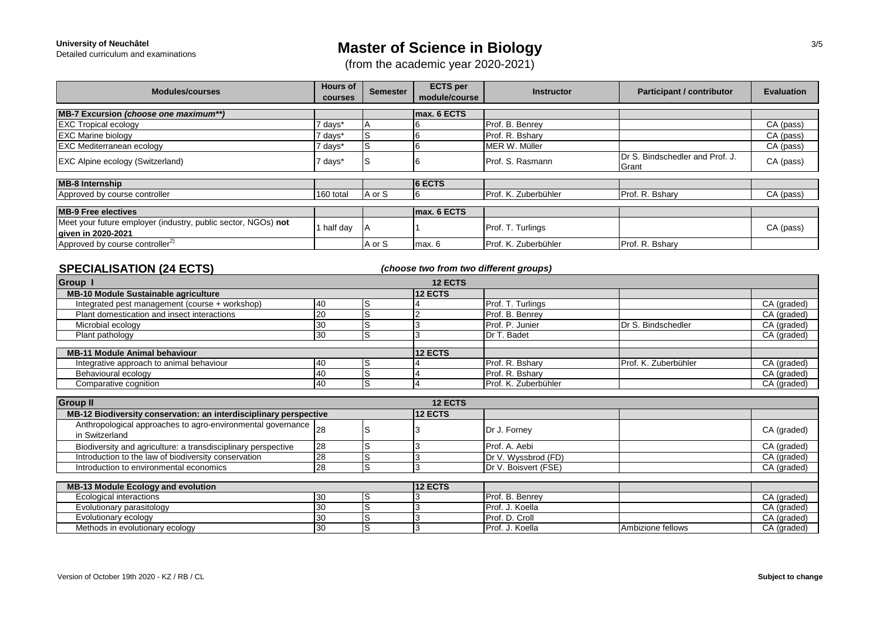University of Neuchâtel
Detailed curriculum and examinations

# Master of Science in Biology

(from the academic year 2020-2021)

| Modules/courses | Hours of courses | Semester | ECTS per module/course | Instructor | Participant / contributor | Evaluation |
|---|---|---|---|---|---|---|
| **MB-7 Excursion** ***(choose one maximum\*\*)*** | | | max. 6 ECTS | | | |
| EXC Tropical ecology | 7 days* | A | 6 | Prof. B. Benrey | | CA (pass) |
| EXC Marine biology | 7 days* | S | 6 | Prof. R. Bshary | | CA (pass) |
| EXC Mediterranean ecology | 7 days* | S | 6 | MER W. Müller | | CA (pass) |
| EXC Alpine ecology (Switzerland) | 7 days* | S | 6 | Prof. S. Rasmann | Dr S. Bindschedler and Prof. J. Grant | CA (pass) |
| **MB-8 Internship** | | | 6 ECTS | | | |
| Approved by course controller | 160 total | A or S | 6 | Prof. K. Zuberbühler | Prof. R. Bshary | CA (pass) |
| **MB-9 Free electives** | | | max. 6 ECTS | | | |
| Meet your future employer (industry, public sector, NGOs) **not given in 2020-2021** | 1 half day | A | 1 | Prof. T. Turlings | | CA (pass) |
| Approved by course controller[2)] | | A or S | max. 6 | Prof. K. Zuberbühler | Prof. R. Bshary | |

## SPECIALISATION (24 ECTS)

*(choose two from two different groups)*

| Modules/courses | Hours of courses | Semester | ECTS per module/course | Instructor | Participant / contributor | Evaluation |
|---|---|---|---|---|---|---|
| **Group I** | | | 12 ECTS | | | |
| **MB-10 Module Sustainable agriculture** | | | 12 ECTS | | | |
| Integrated pest management (course + workshop) | 40 | S | 4 | Prof. T. Turlings | | CA (graded) |
| Plant domestication and insect interactions | 20 | S | 2 | Prof. B. Benrey | | CA (graded) |
| Microbial ecology | 30 | S | 3 | Prof. P. Junier | Dr S. Bindschedler | CA (graded) |
| Plant pathology | 30 | S | 3 | Dr T. Badet | | CA (graded) |
| **MB-11 Module Animal behaviour** | | | 12 ECTS | | | |
| Integrative approach to animal behaviour | 40 | S | 4 | Prof. R. Bshary | Prof. K. Zuberbühler | CA (graded) |
| Behavioural ecology | 40 | S | 4 | Prof. R. Bshary | | CA (graded) |
| Comparative cognition | 40 | S | 4 | Prof. K. Zuberbühler | | CA (graded) |
| **Group II** | | | 12 ECTS | | | |
| **MB-12 Biodiversity conservation: an interdisciplinary perspective** | | | 12 ECTS | | | |
| Anthropological approaches to agro-environmental governance in Switzerland | 28 | S | 3 | Dr J. Forney | | CA (graded) |
| Biodiversity and agriculture: a transdisciplinary perspective | 28 | S | 3 | Prof. A. Aebi | | CA (graded) |
| Introduction to the law of biodiversity conservation | 28 | S | 3 | Dr V. Wyssbrod (FD) | | CA (graded) |
| Introduction to environmental economics | 28 | S | 3 | Dr V. Boisvert (FSE) | | CA (graded) |
| **MB-13 Module Ecology and evolution** | | | 12 ECTS | | | |
| Ecological interactions | 30 | S | 3 | Prof. B. Benrey | | CA (graded) |
| Evolutionary parasitology | 30 | S | 3 | Prof. J. Koella | | CA (graded) |
| Evolutionary ecology | 30 | S | 3 | Prof. D. Croll | | CA (graded) |
| Methods in evolutionary ecology | 30 | S | 3 | Prof. J. Koella | Ambizione fellows | CA (graded) |

Version of October 19th 2020 - KZ / RB / CL

**Subject to change**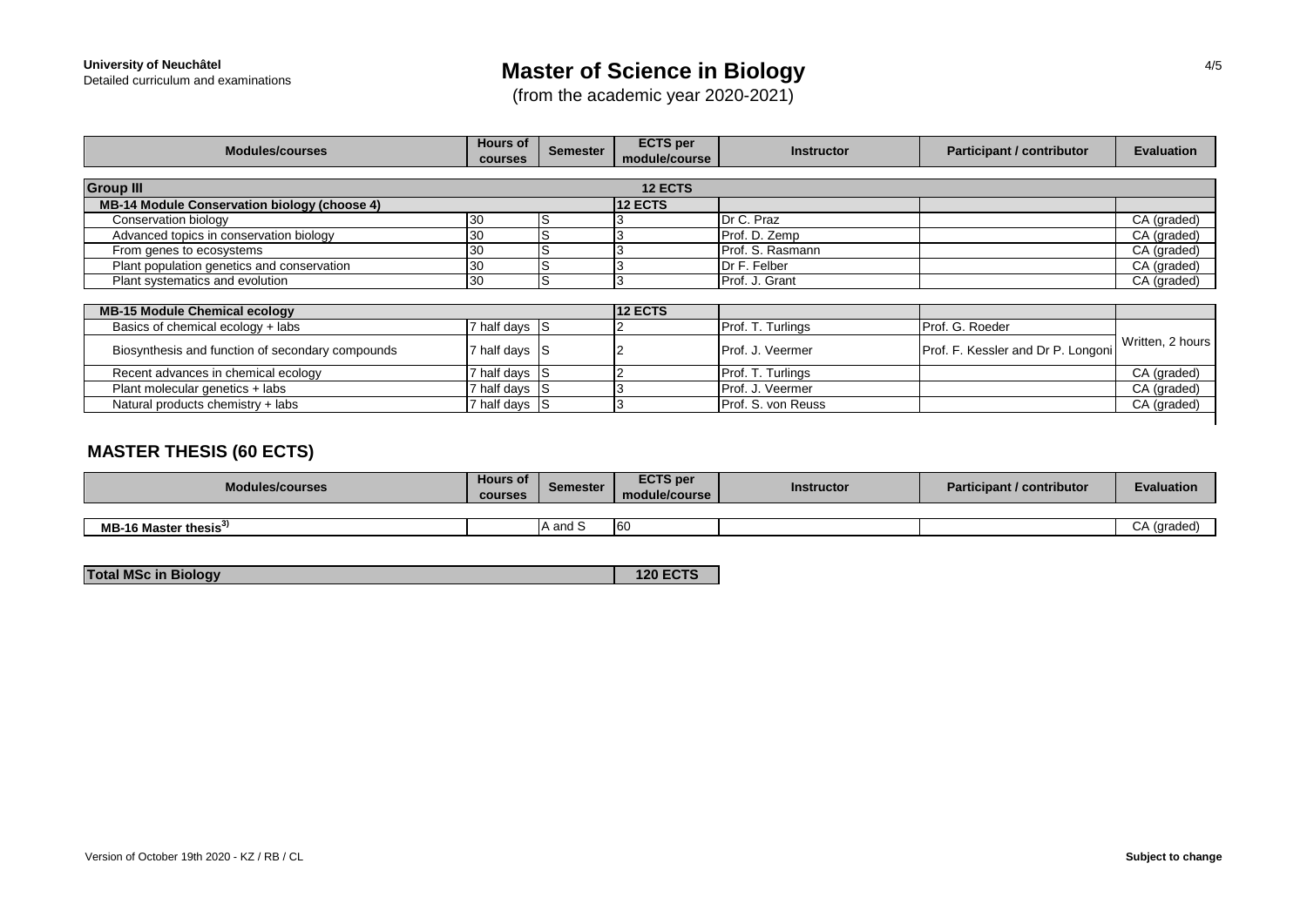University of Neuchâtel
Detailed curriculum and examinations

# Master of Science in Biology

(from the academic year 2020-2021)

| Modules/courses | Hours of courses | Semester | ECTS per module/course | Instructor | Participant / contributor | Evaluation |
|---|---|---|---|---|---|---|
| **Group III** | | | **12 ECTS** | | | |
| **MB-14 Module Conservation biology (choose 4)** | | | **12 ECTS** | | | |
| Conservation biology | 30 | S | 3 | Dr C. Praz | | CA (graded) |
| Advanced topics in conservation biology | 30 | S | 3 | Prof. D. Zemp | | CA (graded) |
| From genes to ecosystems | 30 | S | 3 | Prof. S. Rasmann | | CA (graded) |
| Plant population genetics and conservation | 30 | S | 3 | Dr F. Felber | | CA (graded) |
| Plant systematics and evolution | 30 | S | 3 | Prof. J. Grant | | CA (graded) |
| **MB-15 Module Chemical ecology** | | | **12 ECTS** | | | |
| Basics of chemical ecology + labs | 7 half days | S | 2 | Prof. T. Turlings | Prof. G. Roeder | Written, 2 hours |
| Biosynthesis and function of secondary compounds | 7 half days | S | 2 | Prof. J. Veermer | Prof. F. Kessler and Dr P. Longoni | |
| Recent advances in chemical ecology | 7 half days | S | 2 | Prof. T. Turlings | | CA (graded) |
| Plant molecular genetics + labs | 7 half days | S | 3 | Prof. J. Veermer | | CA (graded) |
| Natural products chemistry + labs | 7 half days | S | 3 | Prof. S. von Reuss | | CA (graded) |

## MASTER THESIS (60 ECTS)

| Modules/courses | Hours of courses | Semester | ECTS per module/course | Instructor | Participant / contributor | Evaluation |
|---|---|---|---|---|---|---|
| **MB-16 Master thesis**[3] | | A and S | 60 | | | CA (graded) |

| **Total MSc in Biology** | **120 ECTS** |
|---|---|

Version of October 19th 2020 - KZ / RB / CL

**Subject to change**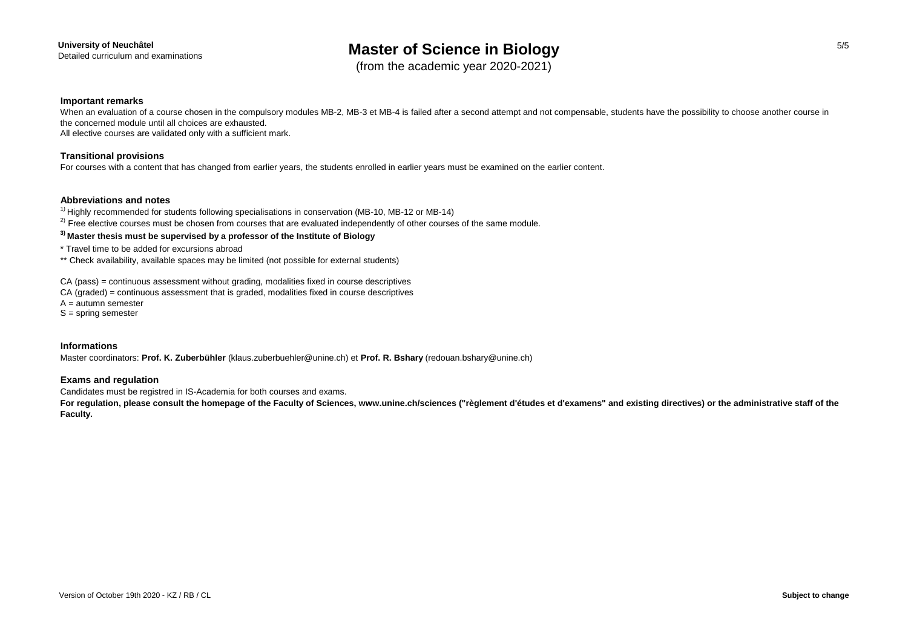**University of Neuchâtel**
Detailed curriculum and examinations

# Master of Science in Biology

(from the academic year 2020-2021)

### Important remarks

When an evaluation of a course chosen in the compulsory modules MB-2, MB-3 et MB-4 is failed after a second attempt and not compensable, students have the possibility to choose another course in the concerned module until all choices are exhausted.
All elective courses are validated only with a sufficient mark.

### Transitional provisions

For courses with a content that has changed from earlier years, the students enrolled in earlier years must be examined on the earlier content.

### Abbreviations and notes

1) Highly recommended for students following specialisations in conservation (MB-10, MB-12 or MB-14)
2) Free elective courses must be chosen from courses that are evaluated independently of other courses of the same module.
**3) Master thesis must be supervised by a professor of the Institute of Biology**
* Travel time to be added for excursions abroad
** Check availability, available spaces may be limited (not possible for external students)

CA (pass) = continuous assessment without grading, modalities fixed in course descriptives
CA (graded) = continuous assessment that is graded, modalities fixed in course descriptives
A = autumn semester
S = spring semester

### Informations

Master coordinators: **Prof. K. Zuberbühler** (klaus.zuberbuehler@unine.ch) et **Prof. R. Bshary** (redouan.bshary@unine.ch)

### Exams and regulation

Candidates must be registred in IS-Academia for both courses and exams.
**For regulation, please consult the homepage of the Faculty of Sciences, www.unine.ch/sciences ("règlement d'études et d'examens" and existing directives) or the administrative staff of the Faculty.**

Version of October 19th 2020 - KZ / RB / CL

**Subject to change**